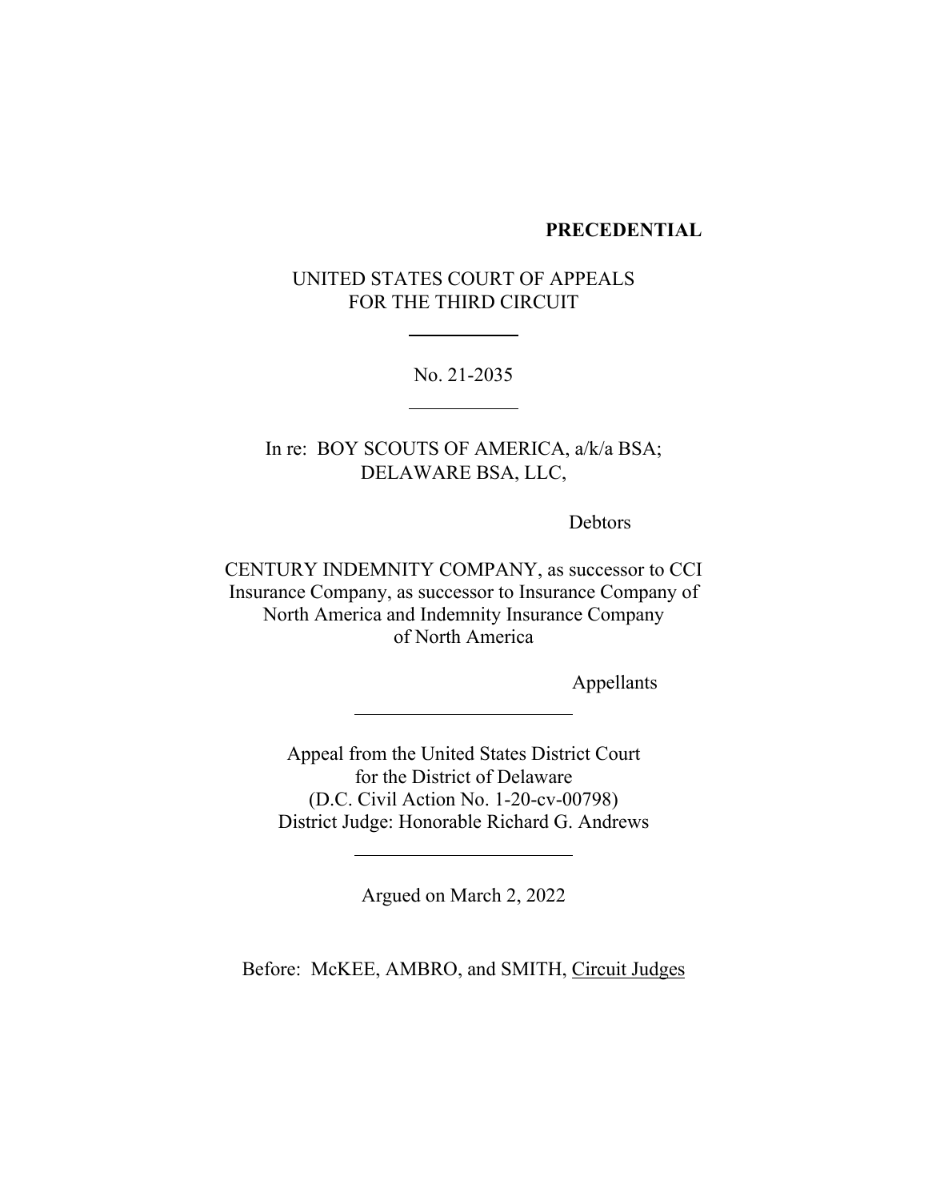**PRECEDENTIAL**

UNITED STATES COURT OF APPEALS
FOR THE THIRD CIRCUIT

---

No. 21-2035

---

In re: BOY SCOUTS OF AMERICA, a/k/a BSA;
DELAWARE BSA, LLC,

Debtors

CENTURY INDEMNITY COMPANY, as successor to CCI Insurance Company, as successor to Insurance Company of North America and Indemnity Insurance Company of North America

Appellants

---

Appeal from the United States District Court
for the District of Delaware
(D.C. Civil Action No. 1-20-cv-00798)
District Judge: Honorable Richard G. Andrews

---

Argued on March 2, 2022

Before: McKEE, AMBRO, and SMITH, Circuit Judges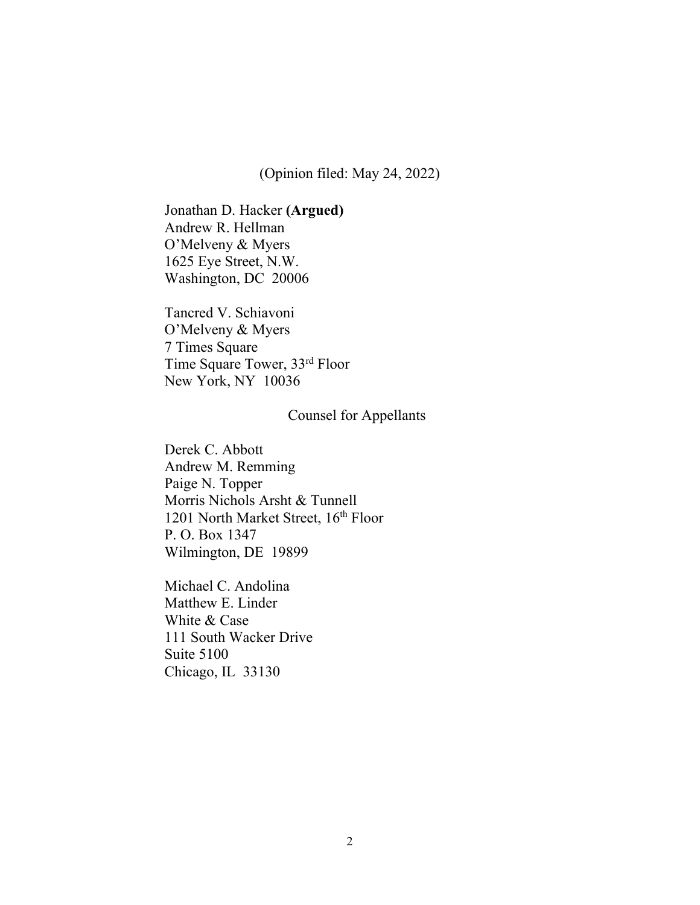(Opinion filed: May 24, 2022)

Jonathan D. Hacker **(Argued)**
Andrew R. Hellman
O'Melveny & Myers
1625 Eye Street, N.W.
Washington, DC 20006

Tancred V. Schiavoni
O'Melveny & Myers
7 Times Square
Time Square Tower, 33rd Floor
New York, NY 10036

Counsel for Appellants

Derek C. Abbott
Andrew M. Remming
Paige N. Topper
Morris Nichols Arsht & Tunnell
1201 North Market Street, 16th Floor
P. O. Box 1347
Wilmington, DE 19899

Michael C. Andolina
Matthew E. Linder
White & Case
111 South Wacker Drive
Suite 5100
Chicago, IL 33130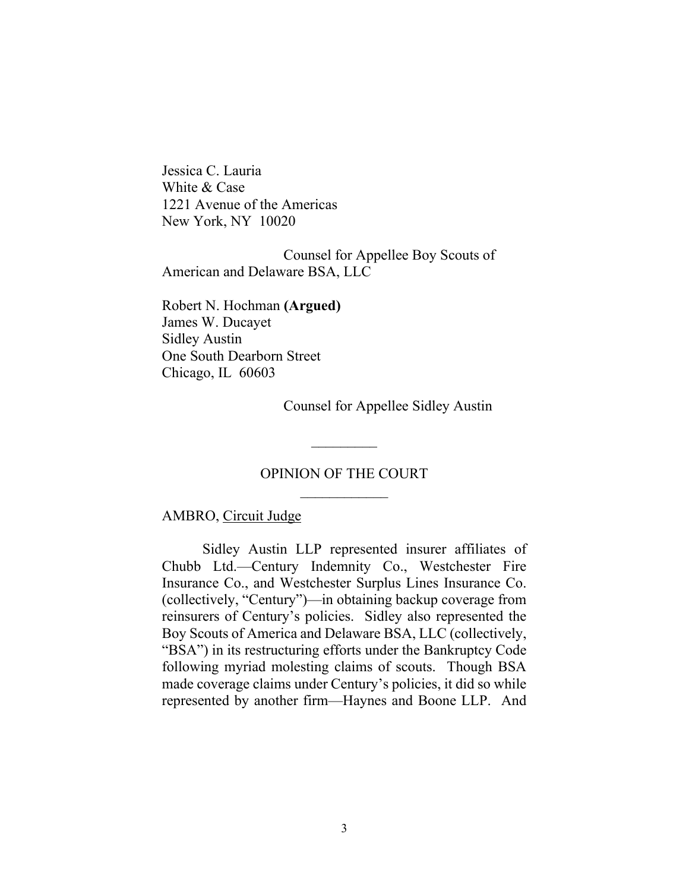Jessica C. Lauria
White & Case
1221 Avenue of the Americas
New York, NY 10020

Counsel for Appellee Boy Scouts of American and Delaware BSA, LLC

Robert N. Hochman **(Argued)**
James W. Ducayet
Sidley Austin
One South Dearborn Street
Chicago, IL 60603

Counsel for Appellee Sidley Austin

\_\_\_\_\_\_\_\_\_

OPINION OF THE COURT

\_\_\_\_\_\_\_\_\_\_\_\_

AMBRO, Circuit Judge

Sidley Austin LLP represented insurer affiliates of Chubb Ltd.—Century Indemnity Co., Westchester Fire Insurance Co., and Westchester Surplus Lines Insurance Co. (collectively, "Century")—in obtaining backup coverage from reinsurers of Century's policies. Sidley also represented the Boy Scouts of America and Delaware BSA, LLC (collectively, "BSA") in its restructuring efforts under the Bankruptcy Code following myriad molesting claims of scouts. Though BSA made coverage claims under Century's policies, it did so while represented by another firm—Haynes and Boone LLP. And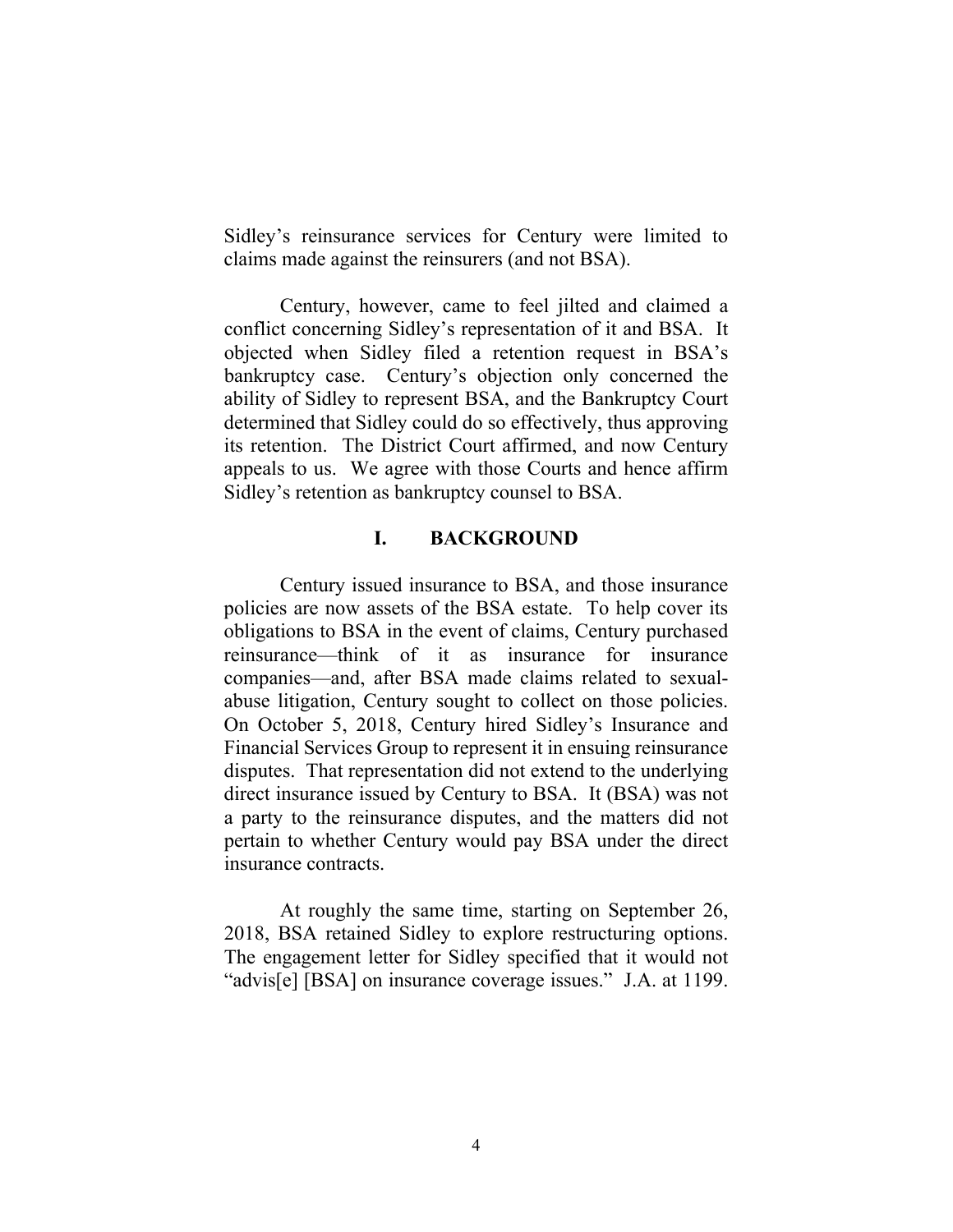Sidley's reinsurance services for Century were limited to claims made against the reinsurers (and not BSA).

Century, however, came to feel jilted and claimed a conflict concerning Sidley's representation of it and BSA. It objected when Sidley filed a retention request in BSA's bankruptcy case. Century's objection only concerned the ability of Sidley to represent BSA, and the Bankruptcy Court determined that Sidley could do so effectively, thus approving its retention. The District Court affirmed, and now Century appeals to us. We agree with those Courts and hence affirm Sidley's retention as bankruptcy counsel to BSA.

## I. BACKGROUND

Century issued insurance to BSA, and those insurance policies are now assets of the BSA estate. To help cover its obligations to BSA in the event of claims, Century purchased reinsurance—think of it as insurance for insurance companies—and, after BSA made claims related to sexual-abuse litigation, Century sought to collect on those policies. On October 5, 2018, Century hired Sidley's Insurance and Financial Services Group to represent it in ensuing reinsurance disputes. That representation did not extend to the underlying direct insurance issued by Century to BSA. It (BSA) was not a party to the reinsurance disputes, and the matters did not pertain to whether Century would pay BSA under the direct insurance contracts.

At roughly the same time, starting on September 26, 2018, BSA retained Sidley to explore restructuring options. The engagement letter for Sidley specified that it would not "advis[e] [BSA] on insurance coverage issues." J.A. at 1199.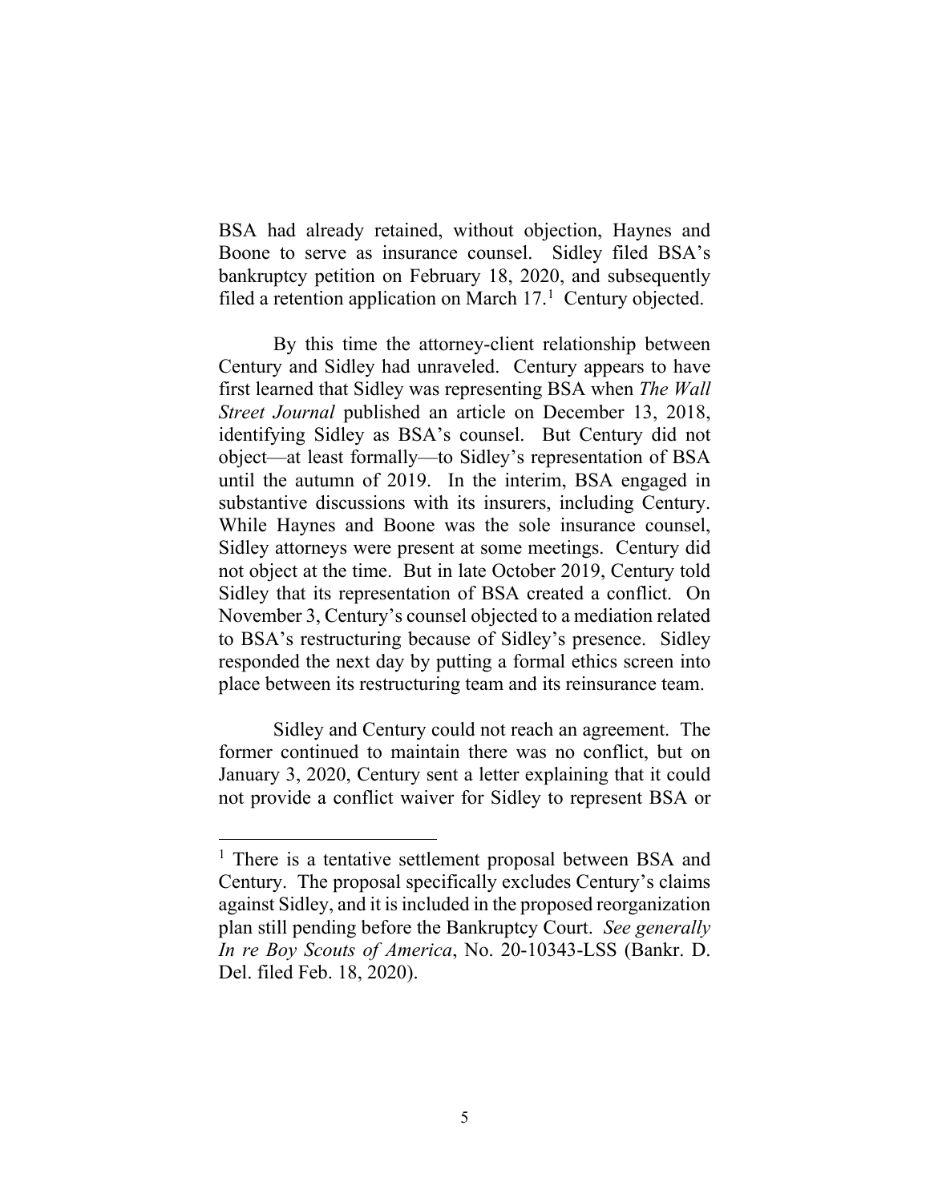BSA had already retained, without objection, Haynes and Boone to serve as insurance counsel. Sidley filed BSA's bankruptcy petition on February 18, 2020, and subsequently filed a retention application on March 17.[1] Century objected.

By this time the attorney-client relationship between Century and Sidley had unraveled. Century appears to have first learned that Sidley was representing BSA when *The Wall Street Journal* published an article on December 13, 2018, identifying Sidley as BSA's counsel. But Century did not object—at least formally—to Sidley's representation of BSA until the autumn of 2019. In the interim, BSA engaged in substantive discussions with its insurers, including Century. While Haynes and Boone was the sole insurance counsel, Sidley attorneys were present at some meetings. Century did not object at the time. But in late October 2019, Century told Sidley that its representation of BSA created a conflict. On November 3, Century's counsel objected to a mediation related to BSA's restructuring because of Sidley's presence. Sidley responded the next day by putting a formal ethics screen into place between its restructuring team and its reinsurance team.

Sidley and Century could not reach an agreement. The former continued to maintain there was no conflict, but on January 3, 2020, Century sent a letter explaining that it could not provide a conflict waiver for Sidley to represent BSA or

---

[1] There is a tentative settlement proposal between BSA and Century. The proposal specifically excludes Century's claims against Sidley, and it is included in the proposed reorganization plan still pending before the Bankruptcy Court. *See generally In re Boy Scouts of America*, No. 20-10343-LSS (Bankr. D. Del. filed Feb. 18, 2020).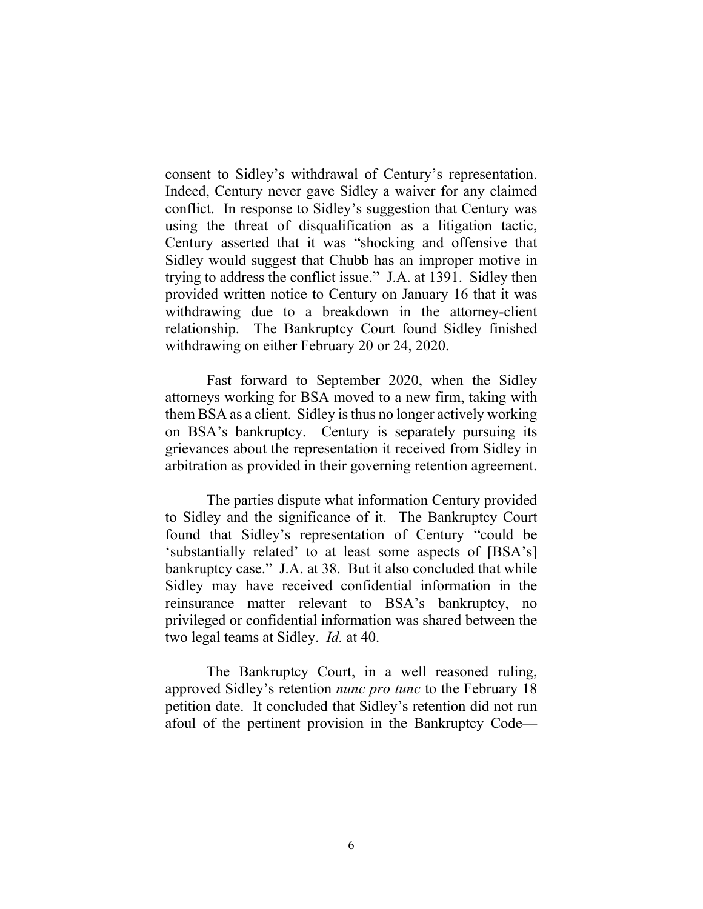consent to Sidley's withdrawal of Century's representation. Indeed, Century never gave Sidley a waiver for any claimed conflict. In response to Sidley's suggestion that Century was using the threat of disqualification as a litigation tactic, Century asserted that it was "shocking and offensive that Sidley would suggest that Chubb has an improper motive in trying to address the conflict issue." J.A. at 1391. Sidley then provided written notice to Century on January 16 that it was withdrawing due to a breakdown in the attorney-client relationship. The Bankruptcy Court found Sidley finished withdrawing on either February 20 or 24, 2020.

Fast forward to September 2020, when the Sidley attorneys working for BSA moved to a new firm, taking with them BSA as a client. Sidley is thus no longer actively working on BSA's bankruptcy. Century is separately pursuing its grievances about the representation it received from Sidley in arbitration as provided in their governing retention agreement.

The parties dispute what information Century provided to Sidley and the significance of it. The Bankruptcy Court found that Sidley's representation of Century "could be 'substantially related' to at least some aspects of [BSA's] bankruptcy case." J.A. at 38. But it also concluded that while Sidley may have received confidential information in the reinsurance matter relevant to BSA's bankruptcy, no privileged or confidential information was shared between the two legal teams at Sidley. *Id.* at 40.

The Bankruptcy Court, in a well reasoned ruling, approved Sidley's retention *nunc pro tunc* to the February 18 petition date. It concluded that Sidley's retention did not run afoul of the pertinent provision in the Bankruptcy Code—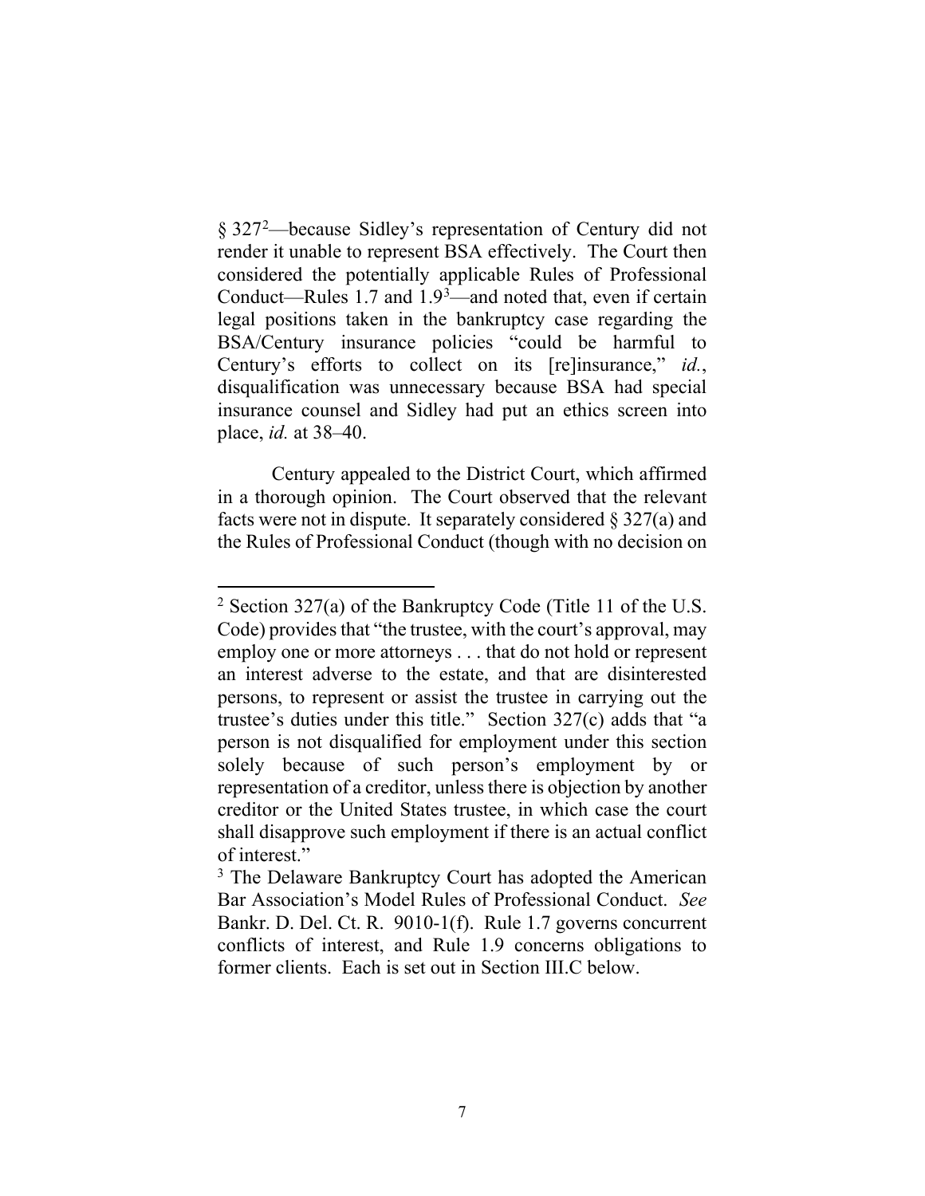§ 327[2]—because Sidley's representation of Century did not render it unable to represent BSA effectively. The Court then considered the potentially applicable Rules of Professional Conduct—Rules 1.7 and 1.9[3]—and noted that, even if certain legal positions taken in the bankruptcy case regarding the BSA/Century insurance policies "could be harmful to Century's efforts to collect on its [re]insurance," *id.*, disqualification was unnecessary because BSA had special insurance counsel and Sidley had put an ethics screen into place, *id.* at 38–40.

Century appealed to the District Court, which affirmed in a thorough opinion. The Court observed that the relevant facts were not in dispute. It separately considered § 327(a) and the Rules of Professional Conduct (though with no decision on

---

[2] Section 327(a) of the Bankruptcy Code (Title 11 of the U.S. Code) provides that "the trustee, with the court's approval, may employ one or more attorneys . . . that do not hold or represent an interest adverse to the estate, and that are disinterested persons, to represent or assist the trustee in carrying out the trustee's duties under this title." Section 327(c) adds that "a person is not disqualified for employment under this section solely because of such person's employment by or representation of a creditor, unless there is objection by another creditor or the United States trustee, in which case the court shall disapprove such employment if there is an actual conflict of interest."

[3] The Delaware Bankruptcy Court has adopted the American Bar Association's Model Rules of Professional Conduct. *See* Bankr. D. Del. Ct. R. 9010-1(f). Rule 1.7 governs concurrent conflicts of interest, and Rule 1.9 concerns obligations to former clients. Each is set out in Section III.C below.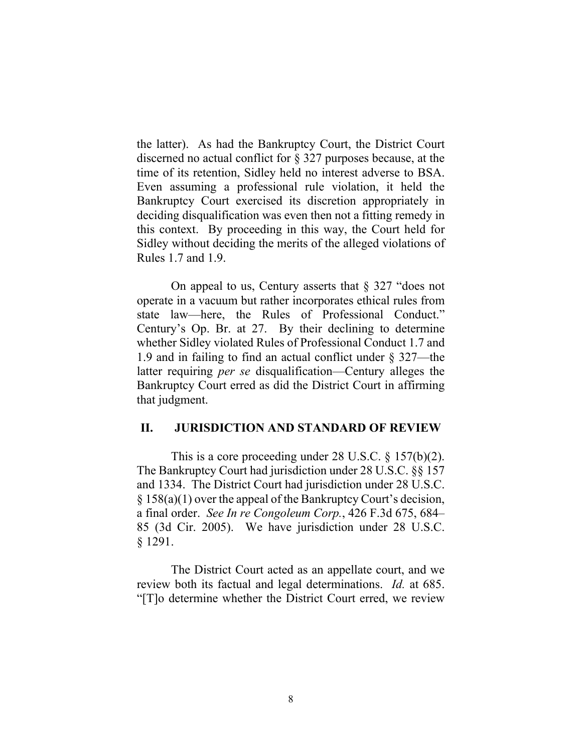the latter). As had the Bankruptcy Court, the District Court discerned no actual conflict for § 327 purposes because, at the time of its retention, Sidley held no interest adverse to BSA. Even assuming a professional rule violation, it held the Bankruptcy Court exercised its discretion appropriately in deciding disqualification was even then not a fitting remedy in this context. By proceeding in this way, the Court held for Sidley without deciding the merits of the alleged violations of Rules 1.7 and 1.9.

On appeal to us, Century asserts that § 327 "does not operate in a vacuum but rather incorporates ethical rules from state law—here, the Rules of Professional Conduct." Century's Op. Br. at 27. By their declining to determine whether Sidley violated Rules of Professional Conduct 1.7 and 1.9 and in failing to find an actual conflict under § 327—the latter requiring *per se* disqualification—Century alleges the Bankruptcy Court erred as did the District Court in affirming that judgment.

## II. JURISDICTION AND STANDARD OF REVIEW

This is a core proceeding under 28 U.S.C. § 157(b)(2). The Bankruptcy Court had jurisdiction under 28 U.S.C. §§ 157 and 1334. The District Court had jurisdiction under 28 U.S.C. § 158(a)(1) over the appeal of the Bankruptcy Court's decision, a final order. *See In re Congoleum Corp.*, 426 F.3d 675, 684–85 (3d Cir. 2005). We have jurisdiction under 28 U.S.C. § 1291.

The District Court acted as an appellate court, and we review both its factual and legal determinations. *Id.* at 685. "[T]o determine whether the District Court erred, we review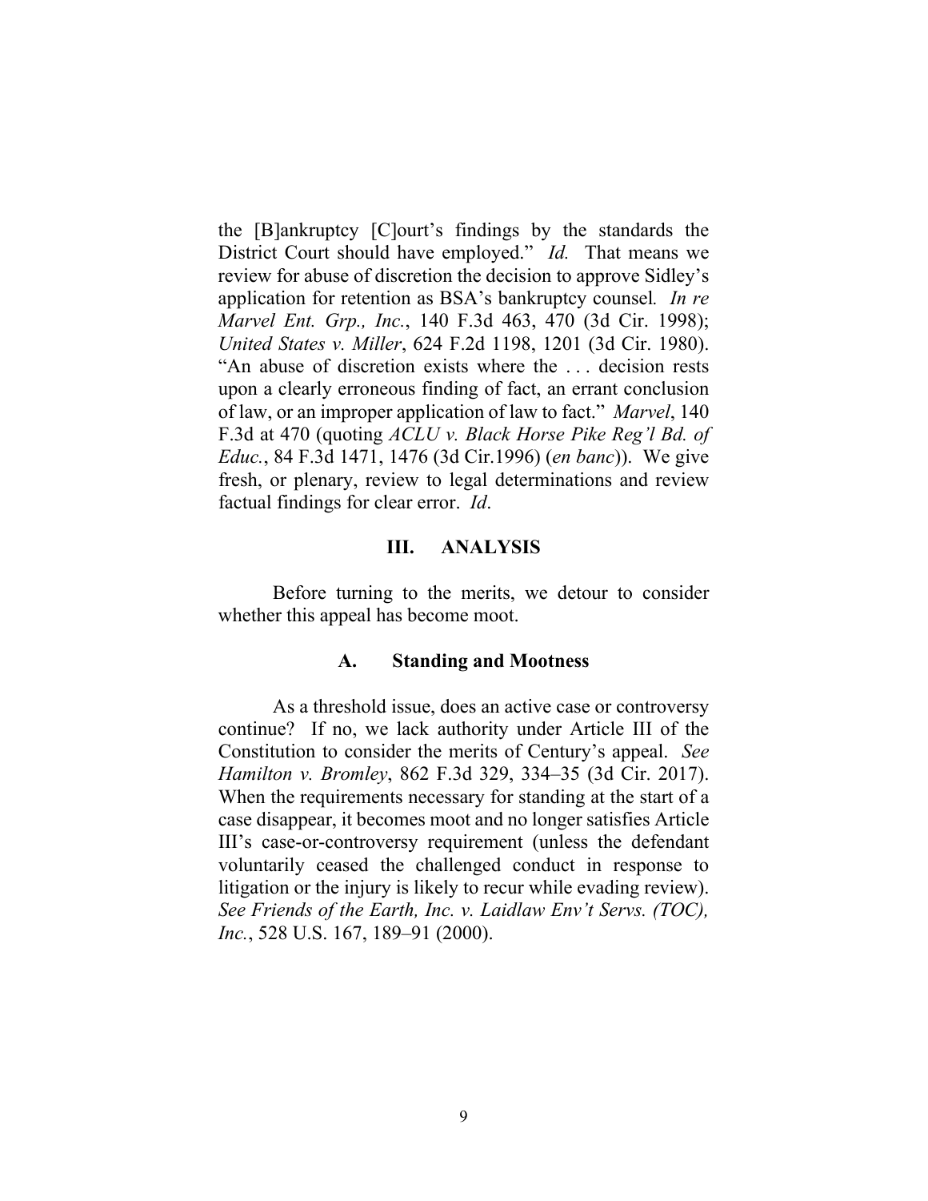the [B]ankruptcy [C]ourt's findings by the standards the District Court should have employed." *Id.* That means we review for abuse of discretion the decision to approve Sidley's application for retention as BSA's bankruptcy counsel. *In re Marvel Ent. Grp., Inc.*, 140 F.3d 463, 470 (3d Cir. 1998); *United States v. Miller*, 624 F.2d 1198, 1201 (3d Cir. 1980). "An abuse of discretion exists where the . . . decision rests upon a clearly erroneous finding of fact, an errant conclusion of law, or an improper application of law to fact." *Marvel*, 140 F.3d at 470 (quoting *ACLU v. Black Horse Pike Reg'l Bd. of Educ.*, 84 F.3d 1471, 1476 (3d Cir.1996) (*en banc*)). We give fresh, or plenary, review to legal determinations and review factual findings for clear error. *Id*.

## III. ANALYSIS

Before turning to the merits, we detour to consider whether this appeal has become moot.

### A. Standing and Mootness

As a threshold issue, does an active case or controversy continue? If no, we lack authority under Article III of the Constitution to consider the merits of Century's appeal. *See Hamilton v. Bromley*, 862 F.3d 329, 334–35 (3d Cir. 2017). When the requirements necessary for standing at the start of a case disappear, it becomes moot and no longer satisfies Article III's case-or-controversy requirement (unless the defendant voluntarily ceased the challenged conduct in response to litigation or the injury is likely to recur while evading review). *See Friends of the Earth, Inc. v. Laidlaw Env't Servs. (TOC), Inc.*, 528 U.S. 167, 189–91 (2000).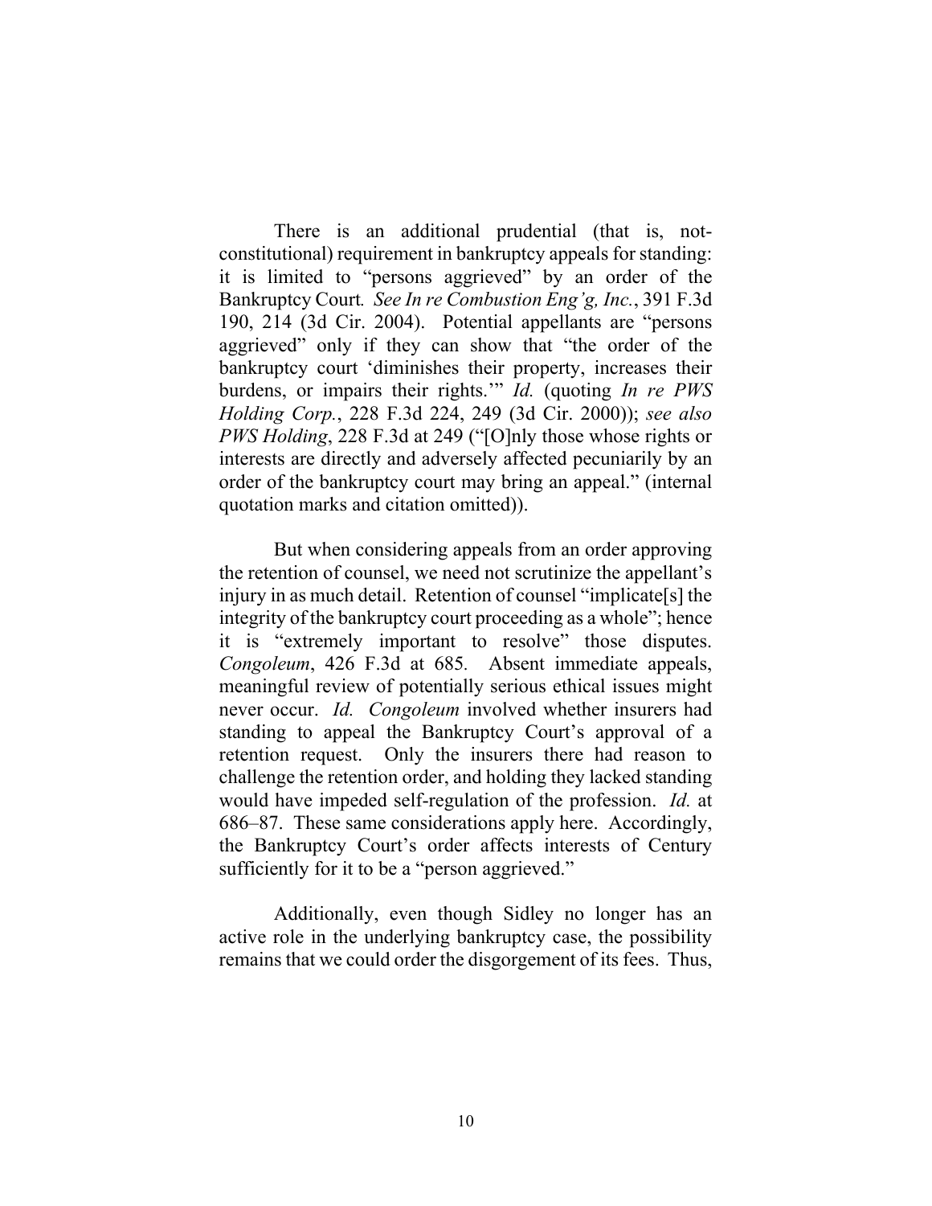There is an additional prudential (that is, not-constitutional) requirement in bankruptcy appeals for standing: it is limited to "persons aggrieved" by an order of the Bankruptcy Court. *See In re Combustion Eng'g, Inc.*, 391 F.3d 190, 214 (3d Cir. 2004). Potential appellants are "persons aggrieved" only if they can show that "the order of the bankruptcy court 'diminishes their property, increases their burdens, or impairs their rights.'" *Id.* (quoting *In re PWS Holding Corp.*, 228 F.3d 224, 249 (3d Cir. 2000)); *see also PWS Holding*, 228 F.3d at 249 ("[O]nly those whose rights or interests are directly and adversely affected pecuniarily by an order of the bankruptcy court may bring an appeal." (internal quotation marks and citation omitted)).

But when considering appeals from an order approving the retention of counsel, we need not scrutinize the appellant's injury in as much detail. Retention of counsel "implicate[s] the integrity of the bankruptcy court proceeding as a whole"; hence it is "extremely important to resolve" those disputes. *Congoleum*, 426 F.3d at 685. Absent immediate appeals, meaningful review of potentially serious ethical issues might never occur. *Id. Congoleum* involved whether insurers had standing to appeal the Bankruptcy Court's approval of a retention request. Only the insurers there had reason to challenge the retention order, and holding they lacked standing would have impeded self-regulation of the profession. *Id.* at 686–87. These same considerations apply here. Accordingly, the Bankruptcy Court's order affects interests of Century sufficiently for it to be a "person aggrieved."

Additionally, even though Sidley no longer has an active role in the underlying bankruptcy case, the possibility remains that we could order the disgorgement of its fees. Thus,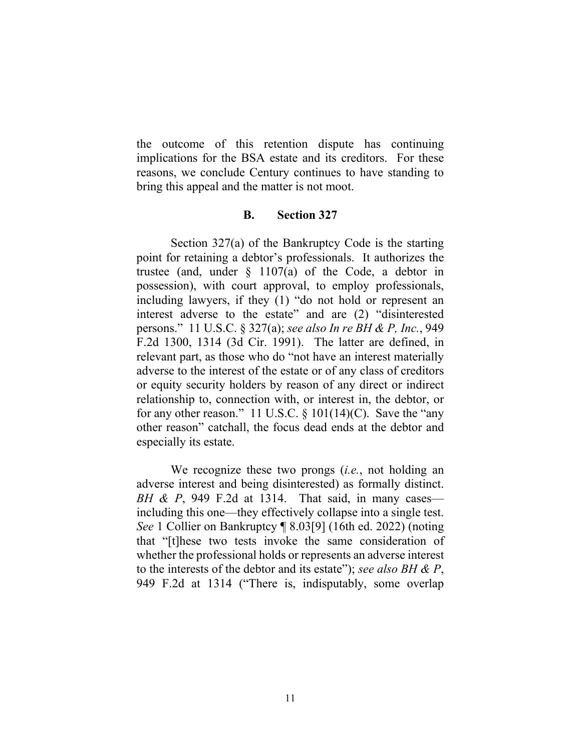the outcome of this retention dispute has continuing implications for the BSA estate and its creditors. For these reasons, we conclude Century continues to have standing to bring this appeal and the matter is not moot.

### B. Section 327

Section 327(a) of the Bankruptcy Code is the starting point for retaining a debtor's professionals. It authorizes the trustee (and, under § 1107(a) of the Code, a debtor in possession), with court approval, to employ professionals, including lawyers, if they (1) "do not hold or represent an interest adverse to the estate" and are (2) "disinterested persons." 11 U.S.C. § 327(a); *see also In re BH & P, Inc.*, 949 F.2d 1300, 1314 (3d Cir. 1991). The latter are defined, in relevant part, as those who do "not have an interest materially adverse to the interest of the estate or of any class of creditors or equity security holders by reason of any direct or indirect relationship to, connection with, or interest in, the debtor, or for any other reason." 11 U.S.C. § 101(14)(C). Save the "any other reason" catchall, the focus dead ends at the debtor and especially its estate.

We recognize these two prongs (*i.e.*, not holding an adverse interest and being disinterested) as formally distinct. *BH & P*, 949 F.2d at 1314. That said, in many cases—including this one—they effectively collapse into a single test. *See* 1 Collier on Bankruptcy ¶ 8.03[9] (16th ed. 2022) (noting that "[t]hese two tests invoke the same consideration of whether the professional holds or represents an adverse interest to the interests of the debtor and its estate"); *see also BH & P*, 949 F.2d at 1314 ("There is, indisputably, some overlap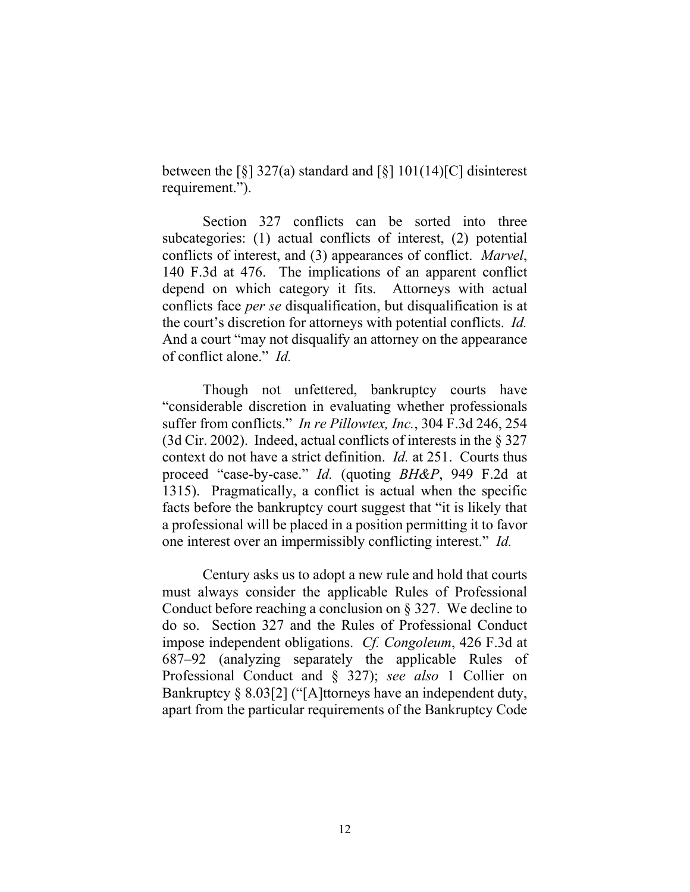between the [§] 327(a) standard and [§] 101(14)[C] disinterest requirement.").

Section 327 conflicts can be sorted into three subcategories: (1) actual conflicts of interest, (2) potential conflicts of interest, and (3) appearances of conflict. *Marvel*, 140 F.3d at 476. The implications of an apparent conflict depend on which category it fits. Attorneys with actual conflicts face *per se* disqualification, but disqualification is at the court's discretion for attorneys with potential conflicts. *Id.* And a court "may not disqualify an attorney on the appearance of conflict alone." *Id.*

Though not unfettered, bankruptcy courts have "considerable discretion in evaluating whether professionals suffer from conflicts." *In re Pillowtex, Inc.*, 304 F.3d 246, 254 (3d Cir. 2002). Indeed, actual conflicts of interests in the § 327 context do not have a strict definition. *Id.* at 251. Courts thus proceed "case-by-case." *Id.* (quoting *BH&P*, 949 F.2d at 1315). Pragmatically, a conflict is actual when the specific facts before the bankruptcy court suggest that "it is likely that a professional will be placed in a position permitting it to favor one interest over an impermissibly conflicting interest." *Id.*

Century asks us to adopt a new rule and hold that courts must always consider the applicable Rules of Professional Conduct before reaching a conclusion on § 327. We decline to do so. Section 327 and the Rules of Professional Conduct impose independent obligations. *Cf. Congoleum*, 426 F.3d at 687–92 (analyzing separately the applicable Rules of Professional Conduct and § 327); *see also* 1 Collier on Bankruptcy § 8.03[2] ("[A]ttorneys have an independent duty, apart from the particular requirements of the Bankruptcy Code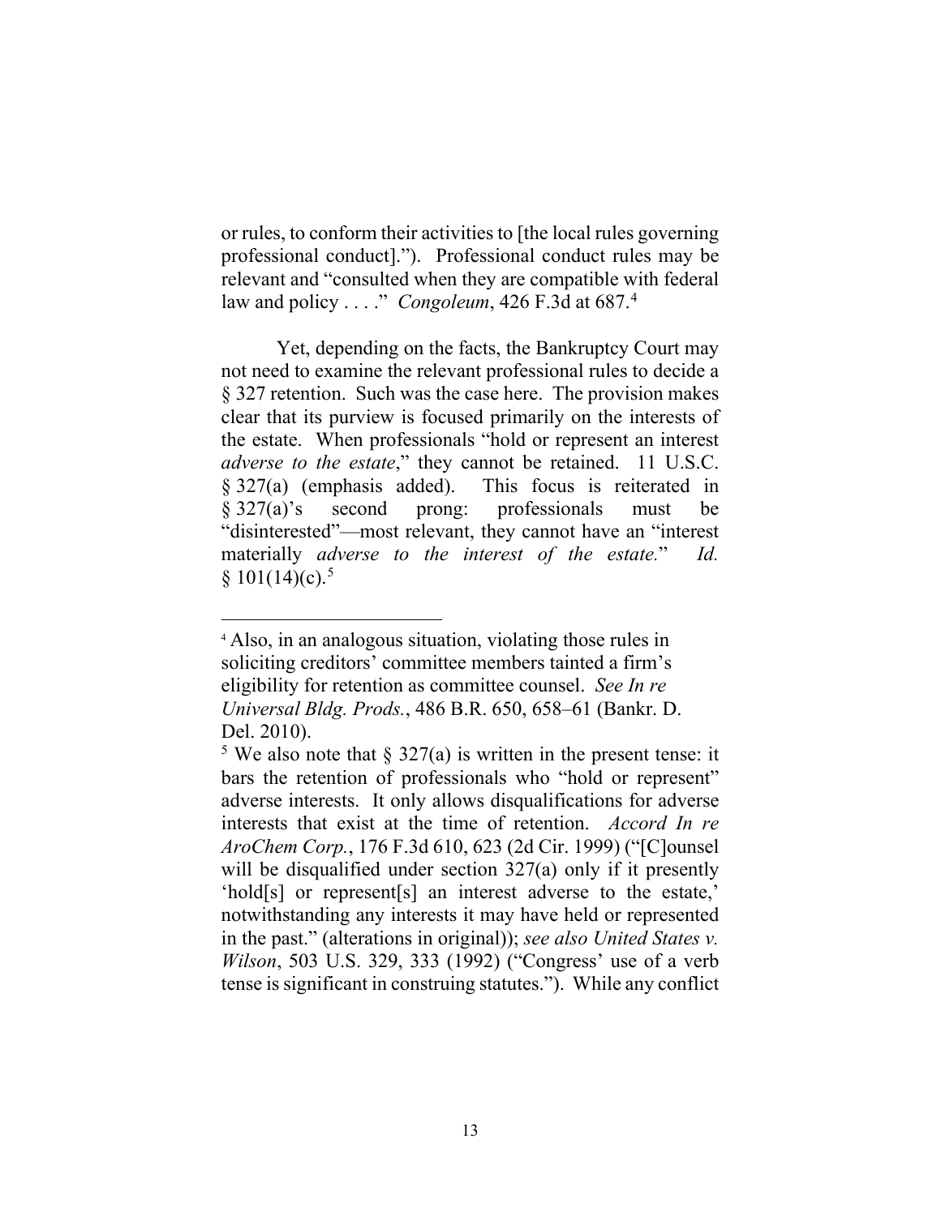or rules, to conform their activities to [the local rules governing professional conduct]."). Professional conduct rules may be relevant and "consulted when they are compatible with federal law and policy . . . ." *Congoleum*, 426 F.3d at 687.[4]

Yet, depending on the facts, the Bankruptcy Court may not need to examine the relevant professional rules to decide a § 327 retention. Such was the case here. The provision makes clear that its purview is focused primarily on the interests of the estate. When professionals "hold or represent an interest *adverse to the estate*," they cannot be retained. 11 U.S.C. § 327(a) (emphasis added). This focus is reiterated in § 327(a)'s second prong: professionals must be "disinterested"—most relevant, they cannot have an "interest materially *adverse to the interest of the estate.*" *Id.* § 101(14)(c).[5]

---

[4] Also, in an analogous situation, violating those rules in soliciting creditors' committee members tainted a firm's eligibility for retention as committee counsel. *See In re Universal Bldg. Prods.*, 486 B.R. 650, 658–61 (Bankr. D. Del. 2010).

[5] We also note that § 327(a) is written in the present tense: it bars the retention of professionals who "hold or represent" adverse interests. It only allows disqualifications for adverse interests that exist at the time of retention. *Accord In re AroChem Corp.*, 176 F.3d 610, 623 (2d Cir. 1999) ("[C]ounsel will be disqualified under section 327(a) only if it presently 'hold[s] or represent[s] an interest adverse to the estate,' notwithstanding any interests it may have held or represented in the past." (alterations in original)); *see also United States v. Wilson*, 503 U.S. 329, 333 (1992) ("Congress' use of a verb tense is significant in construing statutes."). While any conflict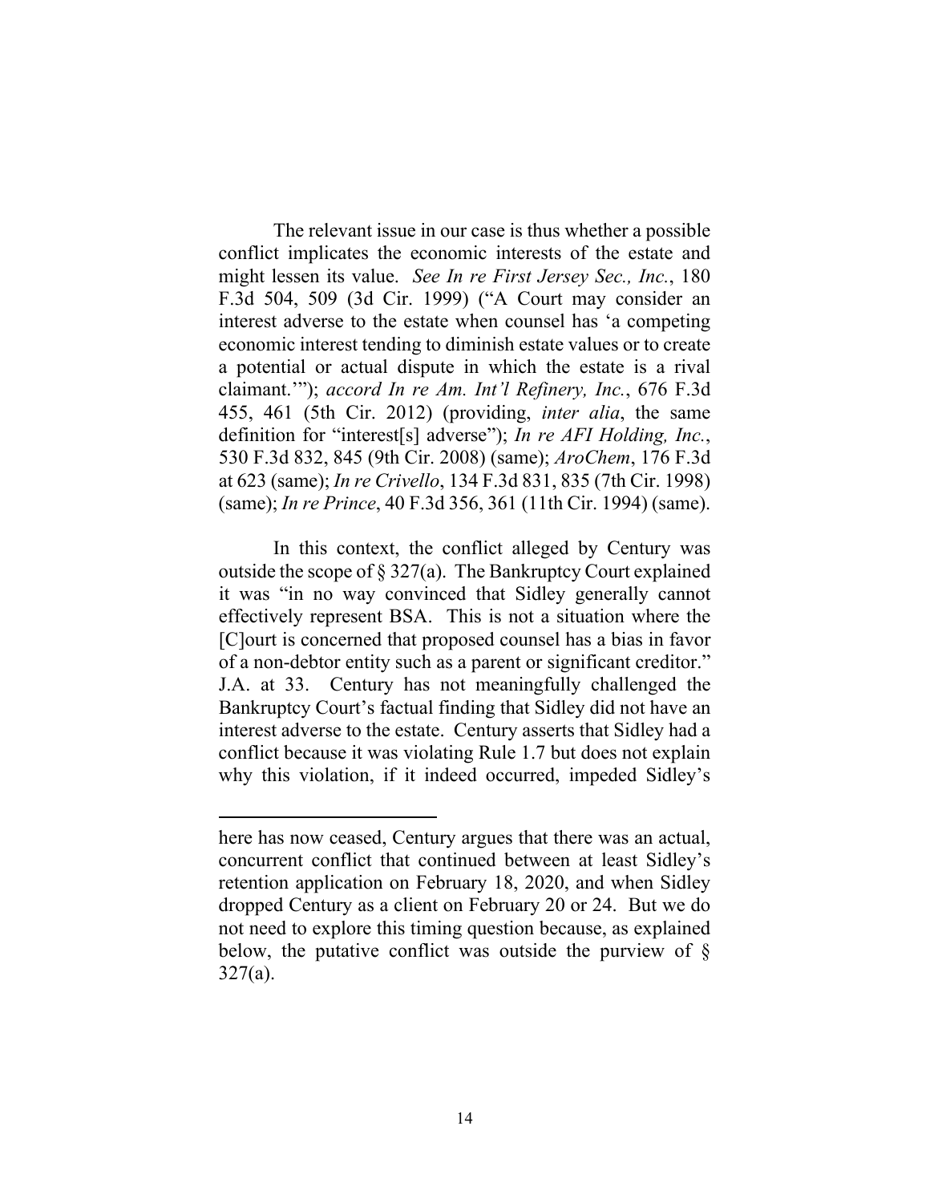The relevant issue in our case is thus whether a possible conflict implicates the economic interests of the estate and might lessen its value. *See In re First Jersey Sec., Inc.*, 180 F.3d 504, 509 (3d Cir. 1999) ("A Court may consider an interest adverse to the estate when counsel has 'a competing economic interest tending to diminish estate values or to create a potential or actual dispute in which the estate is a rival claimant.'"); *accord In re Am. Int'l Refinery, Inc.*, 676 F.3d 455, 461 (5th Cir. 2012) (providing, *inter alia*, the same definition for "interest[s] adverse"); *In re AFI Holding, Inc.*, 530 F.3d 832, 845 (9th Cir. 2008) (same); *AroChem*, 176 F.3d at 623 (same); *In re Crivello*, 134 F.3d 831, 835 (7th Cir. 1998) (same); *In re Prince*, 40 F.3d 356, 361 (11th Cir. 1994) (same).

In this context, the conflict alleged by Century was outside the scope of § 327(a). The Bankruptcy Court explained it was "in no way convinced that Sidley generally cannot effectively represent BSA. This is not a situation where the [C]ourt is concerned that proposed counsel has a bias in favor of a non-debtor entity such as a parent or significant creditor." J.A. at 33. Century has not meaningfully challenged the Bankruptcy Court's factual finding that Sidley did not have an interest adverse to the estate. Century asserts that Sidley had a conflict because it was violating Rule 1.7 but does not explain why this violation, if it indeed occurred, impeded Sidley's

---

here has now ceased, Century argues that there was an actual, concurrent conflict that continued between at least Sidley's retention application on February 18, 2020, and when Sidley dropped Century as a client on February 20 or 24. But we do not need to explore this timing question because, as explained below, the putative conflict was outside the purview of § 327(a).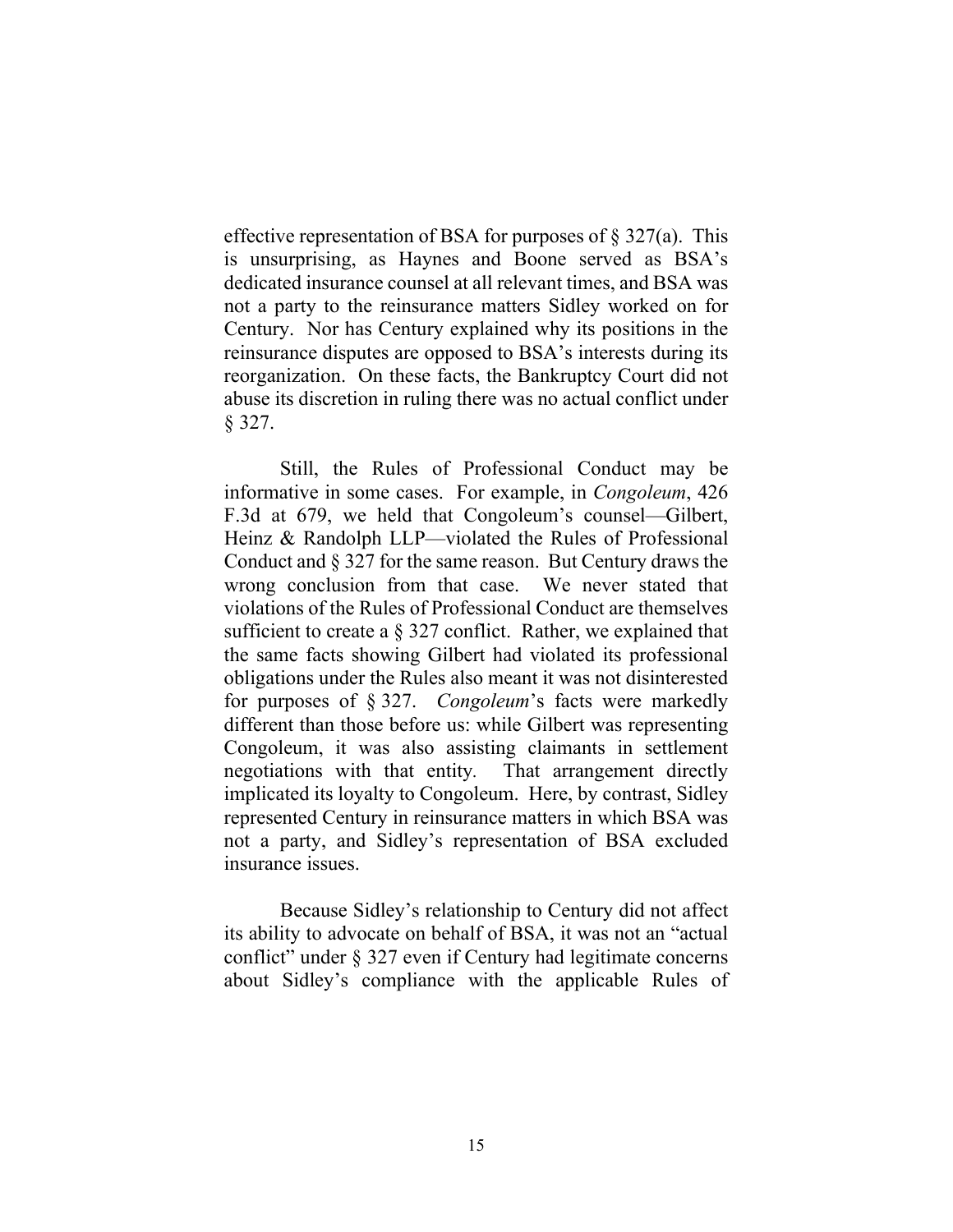effective representation of BSA for purposes of § 327(a). This is unsurprising, as Haynes and Boone served as BSA's dedicated insurance counsel at all relevant times, and BSA was not a party to the reinsurance matters Sidley worked on for Century. Nor has Century explained why its positions in the reinsurance disputes are opposed to BSA's interests during its reorganization. On these facts, the Bankruptcy Court did not abuse its discretion in ruling there was no actual conflict under § 327.

Still, the Rules of Professional Conduct may be informative in some cases. For example, in *Congoleum*, 426 F.3d at 679, we held that Congoleum's counsel—Gilbert, Heinz & Randolph LLP—violated the Rules of Professional Conduct and § 327 for the same reason. But Century draws the wrong conclusion from that case. We never stated that violations of the Rules of Professional Conduct are themselves sufficient to create a § 327 conflict. Rather, we explained that the same facts showing Gilbert had violated its professional obligations under the Rules also meant it was not disinterested for purposes of § 327. *Congoleum*'s facts were markedly different than those before us: while Gilbert was representing Congoleum, it was also assisting claimants in settlement negotiations with that entity. That arrangement directly implicated its loyalty to Congoleum. Here, by contrast, Sidley represented Century in reinsurance matters in which BSA was not a party, and Sidley's representation of BSA excluded insurance issues.

Because Sidley's relationship to Century did not affect its ability to advocate on behalf of BSA, it was not an "actual conflict" under § 327 even if Century had legitimate concerns about Sidley's compliance with the applicable Rules of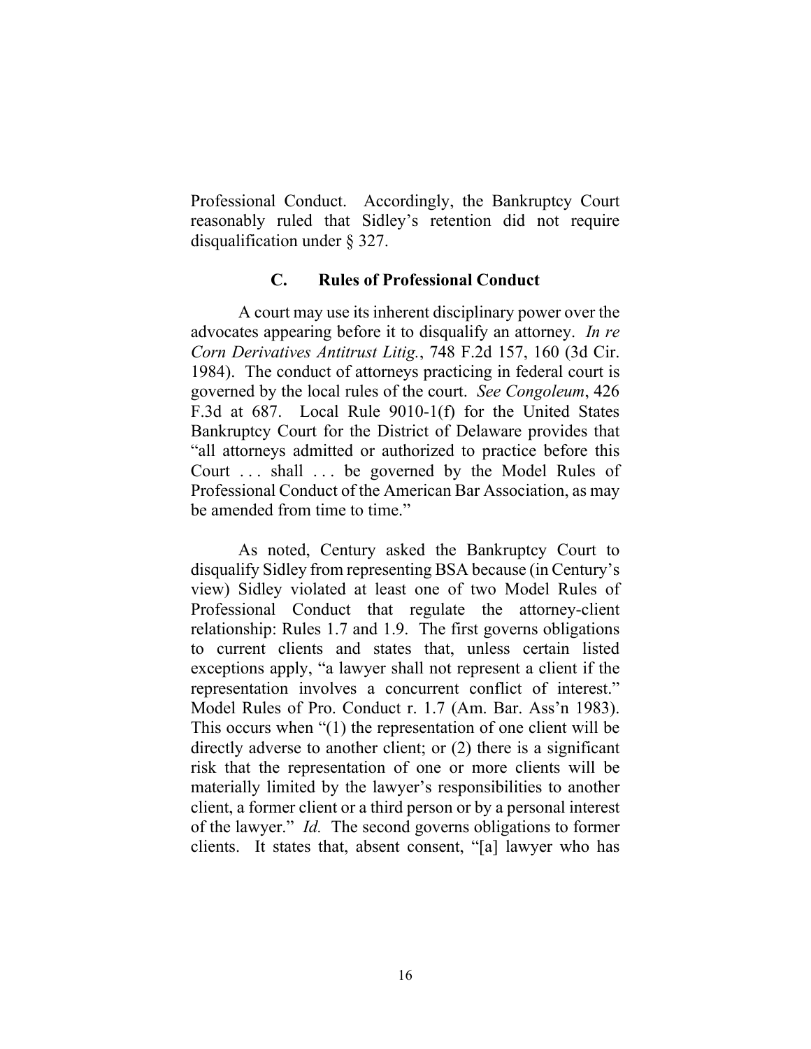Professional Conduct. Accordingly, the Bankruptcy Court reasonably ruled that Sidley's retention did not require disqualification under § 327.

### C. Rules of Professional Conduct

A court may use its inherent disciplinary power over the advocates appearing before it to disqualify an attorney. *In re Corn Derivatives Antitrust Litig.*, 748 F.2d 157, 160 (3d Cir. 1984). The conduct of attorneys practicing in federal court is governed by the local rules of the court. *See Congoleum*, 426 F.3d at 687. Local Rule 9010-1(f) for the United States Bankruptcy Court for the District of Delaware provides that "all attorneys admitted or authorized to practice before this Court . . . shall . . . be governed by the Model Rules of Professional Conduct of the American Bar Association, as may be amended from time to time."

As noted, Century asked the Bankruptcy Court to disqualify Sidley from representing BSA because (in Century's view) Sidley violated at least one of two Model Rules of Professional Conduct that regulate the attorney-client relationship: Rules 1.7 and 1.9. The first governs obligations to current clients and states that, unless certain listed exceptions apply, "a lawyer shall not represent a client if the representation involves a concurrent conflict of interest." Model Rules of Pro. Conduct r. 1.7 (Am. Bar. Ass'n 1983). This occurs when "(1) the representation of one client will be directly adverse to another client; or (2) there is a significant risk that the representation of one or more clients will be materially limited by the lawyer's responsibilities to another client, a former client or a third person or by a personal interest of the lawyer." *Id.* The second governs obligations to former clients. It states that, absent consent, "[a] lawyer who has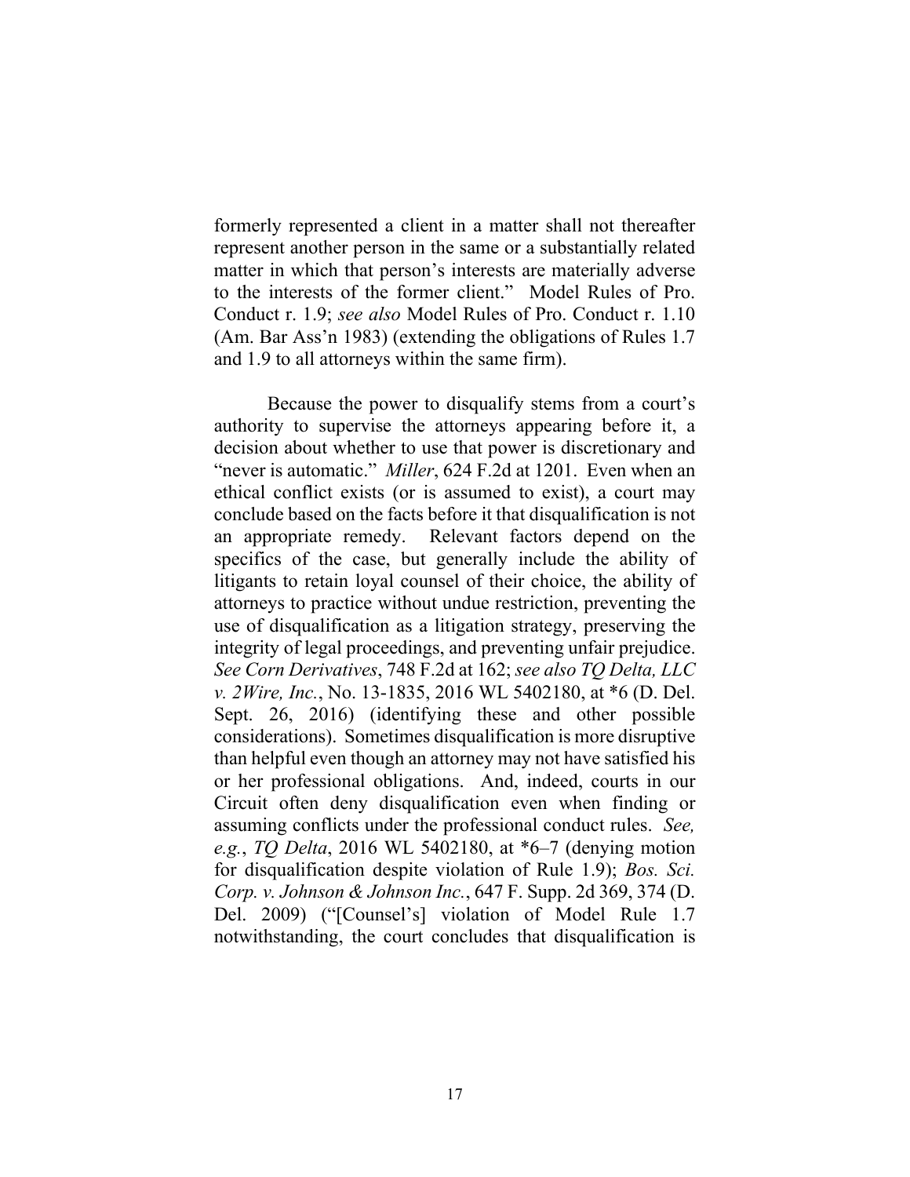formerly represented a client in a matter shall not thereafter represent another person in the same or a substantially related matter in which that person's interests are materially adverse to the interests of the former client." Model Rules of Pro. Conduct r. 1.9; *see also* Model Rules of Pro. Conduct r. 1.10 (Am. Bar Ass'n 1983) (extending the obligations of Rules 1.7 and 1.9 to all attorneys within the same firm).

Because the power to disqualify stems from a court's authority to supervise the attorneys appearing before it, a decision about whether to use that power is discretionary and "never is automatic." *Miller*, 624 F.2d at 1201. Even when an ethical conflict exists (or is assumed to exist), a court may conclude based on the facts before it that disqualification is not an appropriate remedy. Relevant factors depend on the specifics of the case, but generally include the ability of litigants to retain loyal counsel of their choice, the ability of attorneys to practice without undue restriction, preventing the use of disqualification as a litigation strategy, preserving the integrity of legal proceedings, and preventing unfair prejudice. *See Corn Derivatives*, 748 F.2d at 162; *see also TQ Delta, LLC v. 2Wire, Inc.*, No. 13-1835, 2016 WL 5402180, at *6 (D. Del. Sept. 26, 2016) (identifying these and other possible considerations). Sometimes disqualification is more disruptive than helpful even though an attorney may not have satisfied his or her professional obligations. And, indeed, courts in our Circuit often deny disqualification even when finding or assuming conflicts under the professional conduct rules. *See, e.g.*, *TQ Delta*, 2016 WL 5402180, at *6–7 (denying motion for disqualification despite violation of Rule 1.9); *Bos. Sci. Corp. v. Johnson & Johnson Inc.*, 647 F. Supp. 2d 369, 374 (D. Del. 2009) ("[Counsel's] violation of Model Rule 1.7 notwithstanding, the court concludes that disqualification is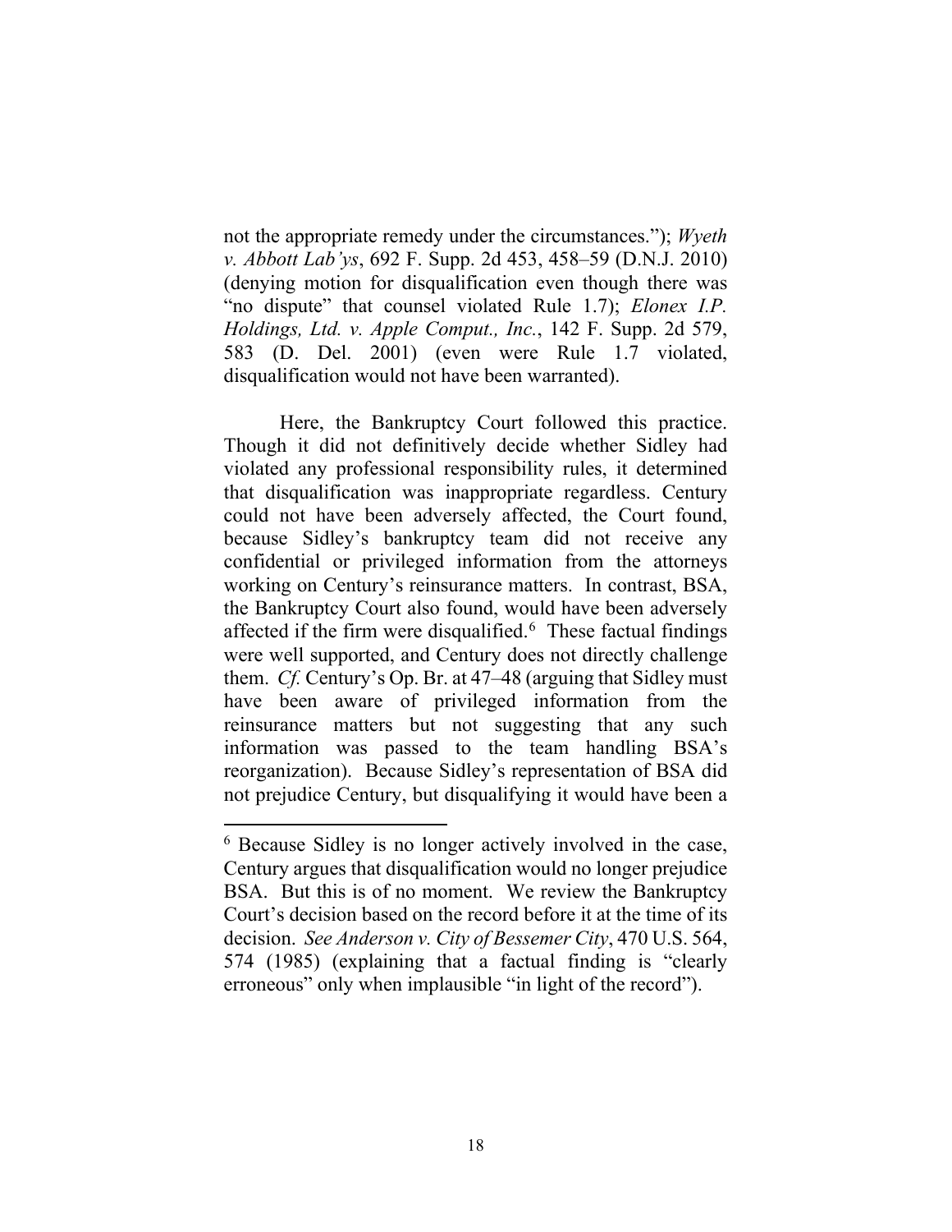not the appropriate remedy under the circumstances."); *Wyeth v. Abbott Lab'ys*, 692 F. Supp. 2d 453, 458–59 (D.N.J. 2010) (denying motion for disqualification even though there was "no dispute" that counsel violated Rule 1.7); *Elonex I.P. Holdings, Ltd. v. Apple Comput., Inc.*, 142 F. Supp. 2d 579, 583 (D. Del. 2001) (even were Rule 1.7 violated, disqualification would not have been warranted).

Here, the Bankruptcy Court followed this practice. Though it did not definitively decide whether Sidley had violated any professional responsibility rules, it determined that disqualification was inappropriate regardless. Century could not have been adversely affected, the Court found, because Sidley's bankruptcy team did not receive any confidential or privileged information from the attorneys working on Century's reinsurance matters. In contrast, BSA, the Bankruptcy Court also found, would have been adversely affected if the firm were disqualified.[6] These factual findings were well supported, and Century does not directly challenge them. *Cf.* Century's Op. Br. at 47–48 (arguing that Sidley must have been aware of privileged information from the reinsurance matters but not suggesting that any such information was passed to the team handling BSA's reorganization). Because Sidley's representation of BSA did not prejudice Century, but disqualifying it would have been a

[6] Because Sidley is no longer actively involved in the case, Century argues that disqualification would no longer prejudice BSA. But this is of no moment. We review the Bankruptcy Court's decision based on the record before it at the time of its decision. *See Anderson v. City of Bessemer City*, 470 U.S. 564, 574 (1985) (explaining that a factual finding is "clearly erroneous" only when implausible "in light of the record").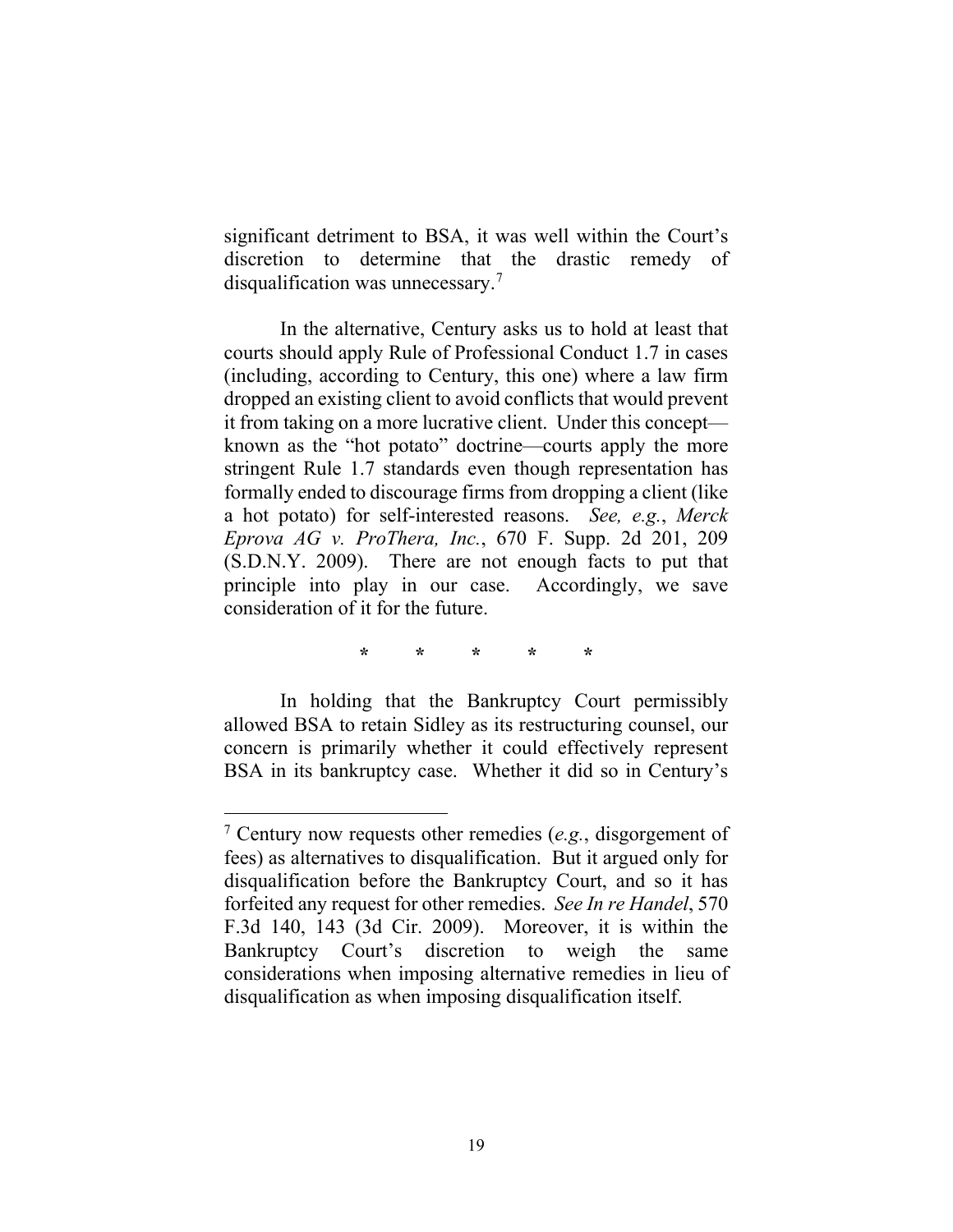significant detriment to BSA, it was well within the Court's discretion to determine that the drastic remedy of disqualification was unnecessary.[7]

In the alternative, Century asks us to hold at least that courts should apply Rule of Professional Conduct 1.7 in cases (including, according to Century, this one) where a law firm dropped an existing client to avoid conflicts that would prevent it from taking on a more lucrative client. Under this concept—known as the "hot potato" doctrine—courts apply the more stringent Rule 1.7 standards even though representation has formally ended to discourage firms from dropping a client (like a hot potato) for self-interested reasons. *See, e.g.*, *Merck Eprova AG v. ProThera, Inc.*, 670 F. Supp. 2d 201, 209 (S.D.N.Y. 2009). There are not enough facts to put that principle into play in our case. Accordingly, we save consideration of it for the future.

\* \* \* \* \*

In holding that the Bankruptcy Court permissibly allowed BSA to retain Sidley as its restructuring counsel, our concern is primarily whether it could effectively represent BSA in its bankruptcy case. Whether it did so in Century's

---

[7] Century now requests other remedies (*e.g.*, disgorgement of fees) as alternatives to disqualification. But it argued only for disqualification before the Bankruptcy Court, and so it has forfeited any request for other remedies. *See In re Handel*, 570 F.3d 140, 143 (3d Cir. 2009). Moreover, it is within the Bankruptcy Court's discretion to weigh the same considerations when imposing alternative remedies in lieu of disqualification as when imposing disqualification itself.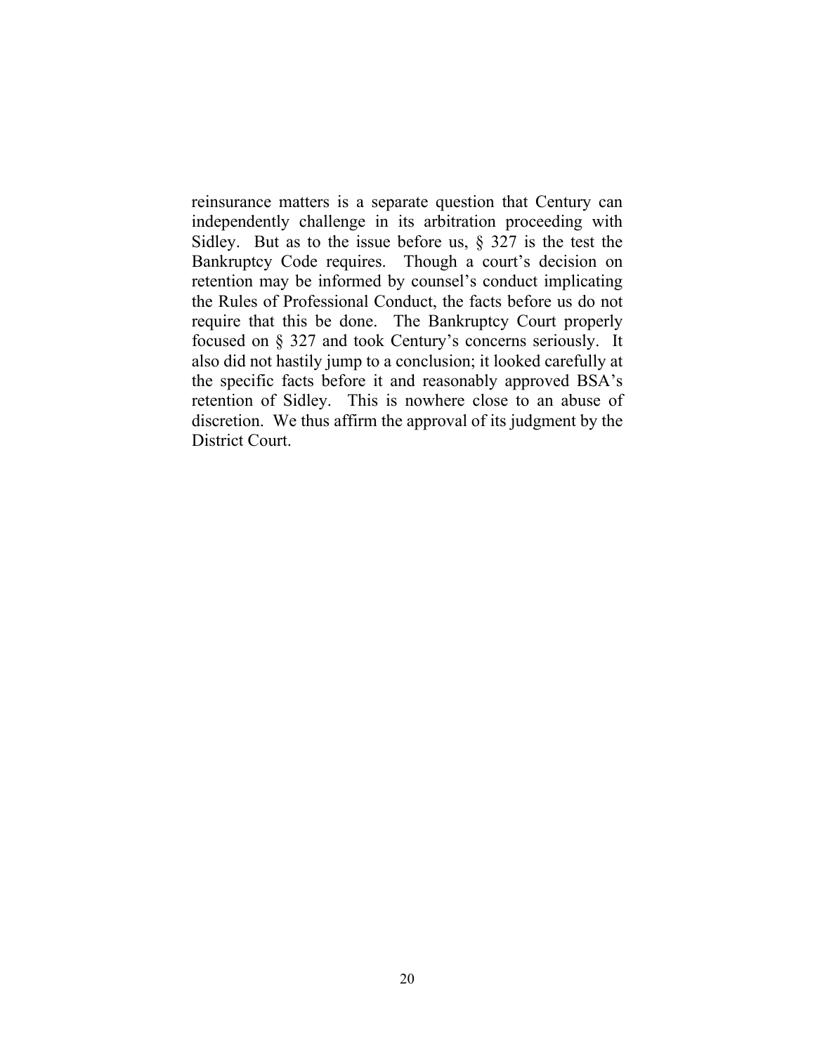reinsurance matters is a separate question that Century can independently challenge in its arbitration proceeding with Sidley. But as to the issue before us, § 327 is the test the Bankruptcy Code requires. Though a court's decision on retention may be informed by counsel's conduct implicating the Rules of Professional Conduct, the facts before us do not require that this be done. The Bankruptcy Court properly focused on § 327 and took Century's concerns seriously. It also did not hastily jump to a conclusion; it looked carefully at the specific facts before it and reasonably approved BSA's retention of Sidley. This is nowhere close to an abuse of discretion. We thus affirm the approval of its judgment by the District Court.